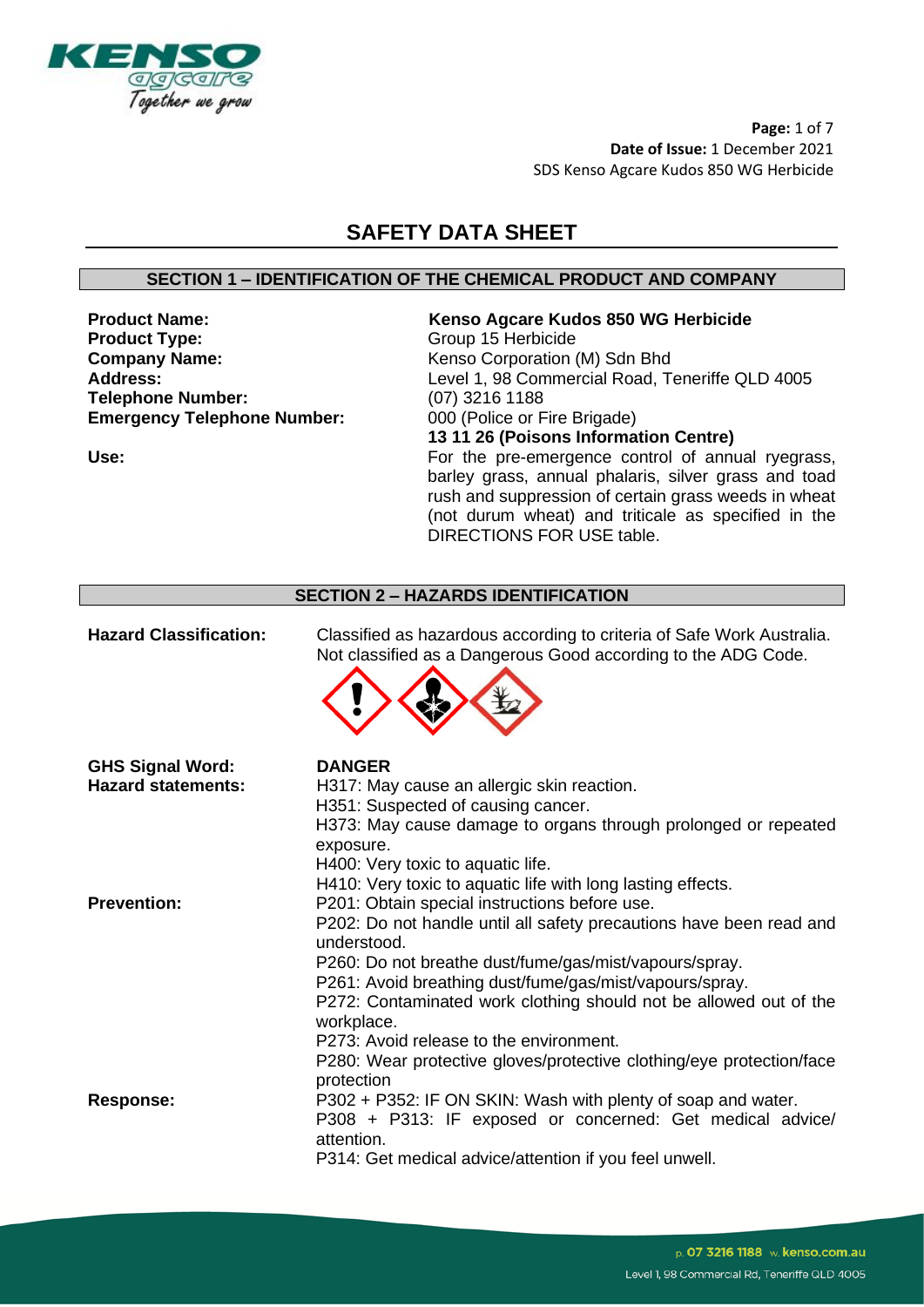# SAFETY DATA SHEET

## SECTION 1 – IDENTIFICATION OF THE CHEMICAL PRODUCT AND COMPANY

| | |
|---|---|
| **Product Name:** | **Kenso Agcare Kudos 850 WG Herbicide** |
| **Product Type:** | Group 15 Herbicide |
| **Company Name:** | Kenso Corporation (M) Sdn Bhd |
| **Address:** | Level 1, 98 Commercial Road, Teneriffe QLD 4005 |
| **Telephone Number:** | (07) 3216 1188 |
| **Emergency Telephone Number:** | 000 (Police or Fire Brigade)<br>**13 11 26 (Poisons Information Centre)** |
| **Use:** | For the pre-emergence control of annual ryegrass, barley grass, annual phalaris, silver grass and toad rush and suppression of certain grass weeds in wheat (not durum wheat) and triticale as specified in the DIRECTIONS FOR USE table. |

## SECTION 2 – HAZARDS IDENTIFICATION

**Hazard Classification:** Classified as hazardous according to criteria of Safe Work Australia. Not classified as a Dangerous Good according to the ADG Code.

**GHS Signal Word:** **DANGER**

**Hazard statements:**
H317: May cause an allergic skin reaction.
H351: Suspected of causing cancer.
H373: May cause damage to organs through prolonged or repeated exposure.
H400: Very toxic to aquatic life.
H410: Very toxic to aquatic life with long lasting effects.

**Prevention:**
P201: Obtain special instructions before use.
P202: Do not handle until all safety precautions have been read and understood.
P260: Do not breathe dust/fume/gas/mist/vapours/spray.
P261: Avoid breathing dust/fume/gas/mist/vapours/spray.
P272: Contaminated work clothing should not be allowed out of the workplace.
P273: Avoid release to the environment.
P280: Wear protective gloves/protective clothing/eye protection/face protection

**Response:**
P302 + P352: IF ON SKIN: Wash with plenty of soap and water.
P308 + P313: IF exposed or concerned: Get medical advice/ attention.
P314: Get medical advice/attention if you feel unwell.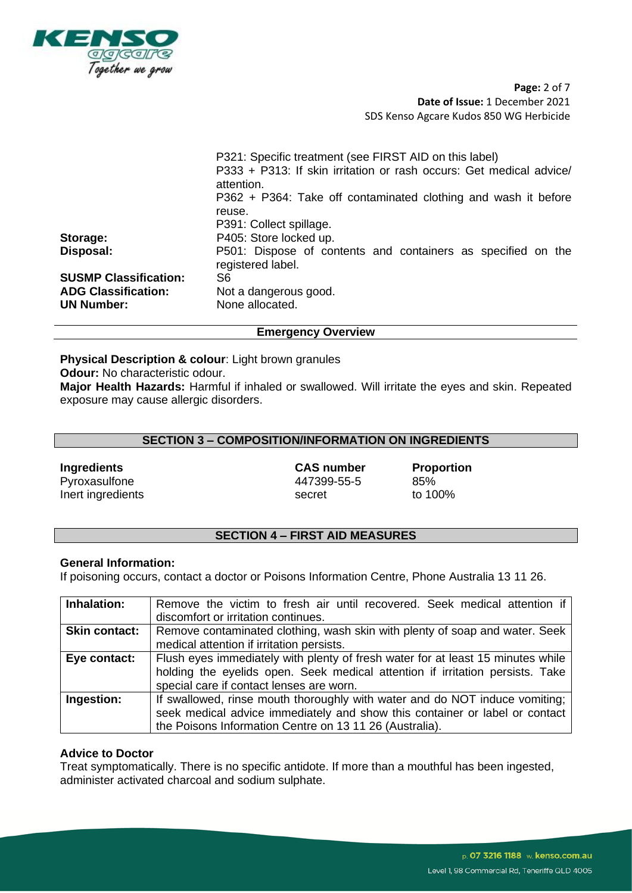| | |
|---|---|
| | P321: Specific treatment (see FIRST AID on this label) |
| | P333 + P313: If skin irritation or rash occurs: Get medical advice/ attention. |
| | P362 + P364: Take off contaminated clothing and wash it before reuse. |
| | P391: Collect spillage. |
| **Storage:** | P405: Store locked up. |
| **Disposal:** | P501: Dispose of contents and containers as specified on the registered label. |
| **SUSMP Classification:** | S6 |
| **ADG Classification:** | Not a dangerous good. |
| **UN Number:** | None allocated. |

### Emergency Overview

**Physical Description & colour**: Light brown granules

**Odour:** No characteristic odour.

**Major Health Hazards:** Harmful if inhaled or swallowed. Will irritate the eyes and skin. Repeated exposure may cause allergic disorders.

## SECTION 3 – COMPOSITION/INFORMATION ON INGREDIENTS

| Ingredients | CAS number | Proportion |
|---|---|---|
| Pyroxasulfone | 447399-55-5 | 85% |
| Inert ingredients | secret | to 100% |

## SECTION 4 – FIRST AID MEASURES

**General Information:**

If poisoning occurs, contact a doctor or Poisons Information Centre, Phone Australia 13 11 26.

| | |
|---|---|
| **Inhalation:** | Remove the victim to fresh air until recovered. Seek medical attention if discomfort or irritation continues. |
| **Skin contact:** | Remove contaminated clothing, wash skin with plenty of soap and water. Seek medical attention if irritation persists. |
| **Eye contact:** | Flush eyes immediately with plenty of fresh water for at least 15 minutes while holding the eyelids open. Seek medical attention if irritation persists. Take special care if contact lenses are worn. |
| **Ingestion:** | If swallowed, rinse mouth thoroughly with water and do NOT induce vomiting; seek medical advice immediately and show this container or label or contact the Poisons Information Centre on 13 11 26 (Australia). |

**Advice to Doctor**

Treat symptomatically. There is no specific antidote. If more than a mouthful has been ingested, administer activated charcoal and sodium sulphate.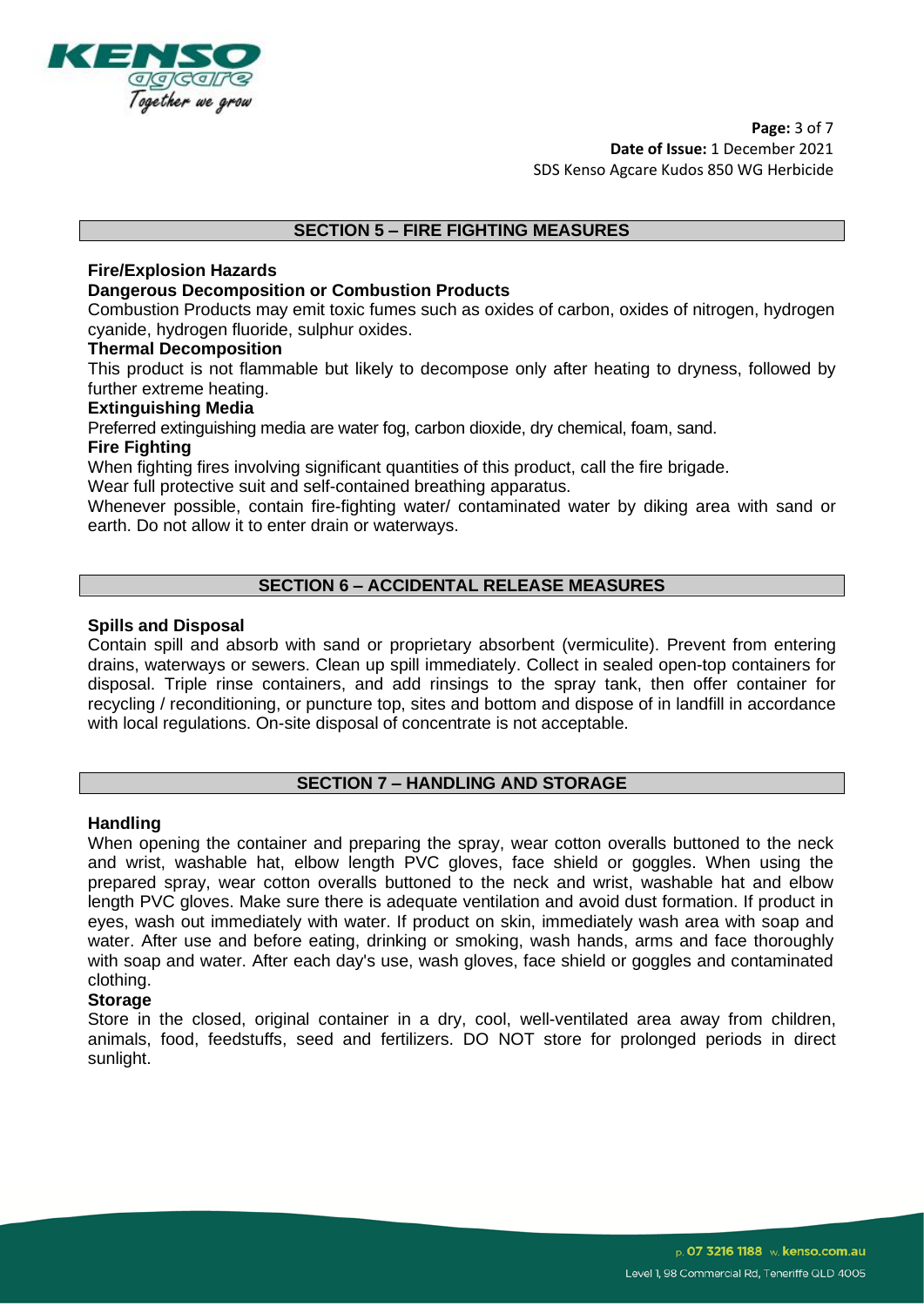## SECTION 5 – FIRE FIGHTING MEASURES

**Fire/Explosion Hazards**

**Dangerous Decomposition or Combustion Products**

Combustion Products may emit toxic fumes such as oxides of carbon, oxides of nitrogen, hydrogen cyanide, hydrogen fluoride, sulphur oxides.

**Thermal Decomposition**

This product is not flammable but likely to decompose only after heating to dryness, followed by further extreme heating.

**Extinguishing Media**

Preferred extinguishing media are water fog, carbon dioxide, dry chemical, foam, sand.

**Fire Fighting**

When fighting fires involving significant quantities of this product, call the fire brigade.
Wear full protective suit and self-contained breathing apparatus.
Whenever possible, contain fire-fighting water/ contaminated water by diking area with sand or earth. Do not allow it to enter drain or waterways.

## SECTION 6 – ACCIDENTAL RELEASE MEASURES

**Spills and Disposal**

Contain spill and absorb with sand or proprietary absorbent (vermiculite). Prevent from entering drains, waterways or sewers. Clean up spill immediately. Collect in sealed open-top containers for disposal. Triple rinse containers, and add rinsings to the spray tank, then offer container for recycling / reconditioning, or puncture top, sites and bottom and dispose of in landfill in accordance with local regulations. On-site disposal of concentrate is not acceptable.

## SECTION 7 – HANDLING AND STORAGE

**Handling**

When opening the container and preparing the spray, wear cotton overalls buttoned to the neck and wrist, washable hat, elbow length PVC gloves, face shield or goggles. When using the prepared spray, wear cotton overalls buttoned to the neck and wrist, washable hat and elbow length PVC gloves. Make sure there is adequate ventilation and avoid dust formation. If product in eyes, wash out immediately with water. If product on skin, immediately wash area with soap and water. After use and before eating, drinking or smoking, wash hands, arms and face thoroughly with soap and water. After each day's use, wash gloves, face shield or goggles and contaminated clothing.

**Storage**

Store in the closed, original container in a dry, cool, well-ventilated area away from children, animals, food, feedstuffs, seed and fertilizers. DO NOT store for prolonged periods in direct sunlight.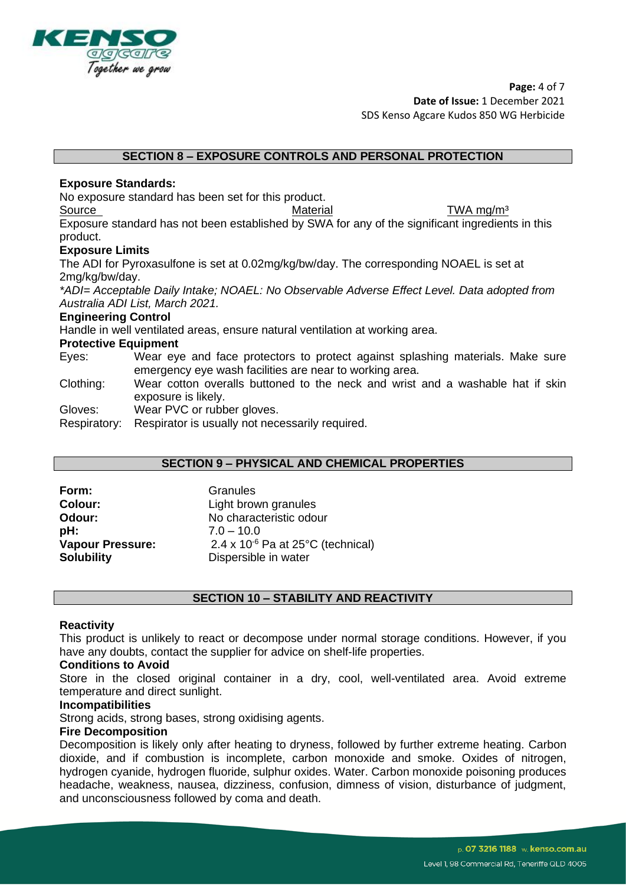## SECTION 8 – EXPOSURE CONTROLS AND PERSONAL PROTECTION

**Exposure Standards:**

No exposure standard has been set for this product.

| Source | Material | TWA mg/m³ |
|---|---|---|

Exposure standard has not been established by SWA for any of the significant ingredients in this product.

**Exposure Limits**

The ADI for Pyroxasulfone is set at 0.02mg/kg/bw/day. The corresponding NOAEL is set at 2mg/kg/bw/day.

*\*ADI= Acceptable Daily Intake; NOAEL: No Observable Adverse Effect Level. Data adopted from Australia ADI List, March 2021.*

**Engineering Control**

Handle in well ventilated areas, ensure natural ventilation at working area.

**Protective Equipment**

| | |
|---|---|
| Eyes: | Wear eye and face protectors to protect against splashing materials. Make sure emergency eye wash facilities are near to working area. |
| Clothing: | Wear cotton overalls buttoned to the neck and wrist and a washable hat if skin exposure is likely. |
| Gloves: | Wear PVC or rubber gloves. |
| Respiratory: | Respirator is usually not necessarily required. |

## SECTION 9 – PHYSICAL AND CHEMICAL PROPERTIES

| | |
|---|---|
| **Form:** | Granules |
| **Colour:** | Light brown granules |
| **Odour:** | No characteristic odour |
| **pH:** | 7.0 – 10.0 |
| **Vapour Pressure:** | $2.4 \times 10^{-6}$ Pa at 25°C (technical) |
| **Solubility** | Dispersible in water |

## SECTION 10 – STABILITY AND REACTIVITY

**Reactivity**

This product is unlikely to react or decompose under normal storage conditions. However, if you have any doubts, contact the supplier for advice on shelf-life properties.

**Conditions to Avoid**

Store in the closed original container in a dry, cool, well-ventilated area. Avoid extreme temperature and direct sunlight.

**Incompatibilities**

Strong acids, strong bases, strong oxidising agents.

**Fire Decomposition**

Decomposition is likely only after heating to dryness, followed by further extreme heating. Carbon dioxide, and if combustion is incomplete, carbon monoxide and smoke. Oxides of nitrogen, hydrogen cyanide, hydrogen fluoride, sulphur oxides. Water. Carbon monoxide poisoning produces headache, weakness, nausea, dizziness, confusion, dimness of vision, disturbance of judgment, and unconsciousness followed by coma and death.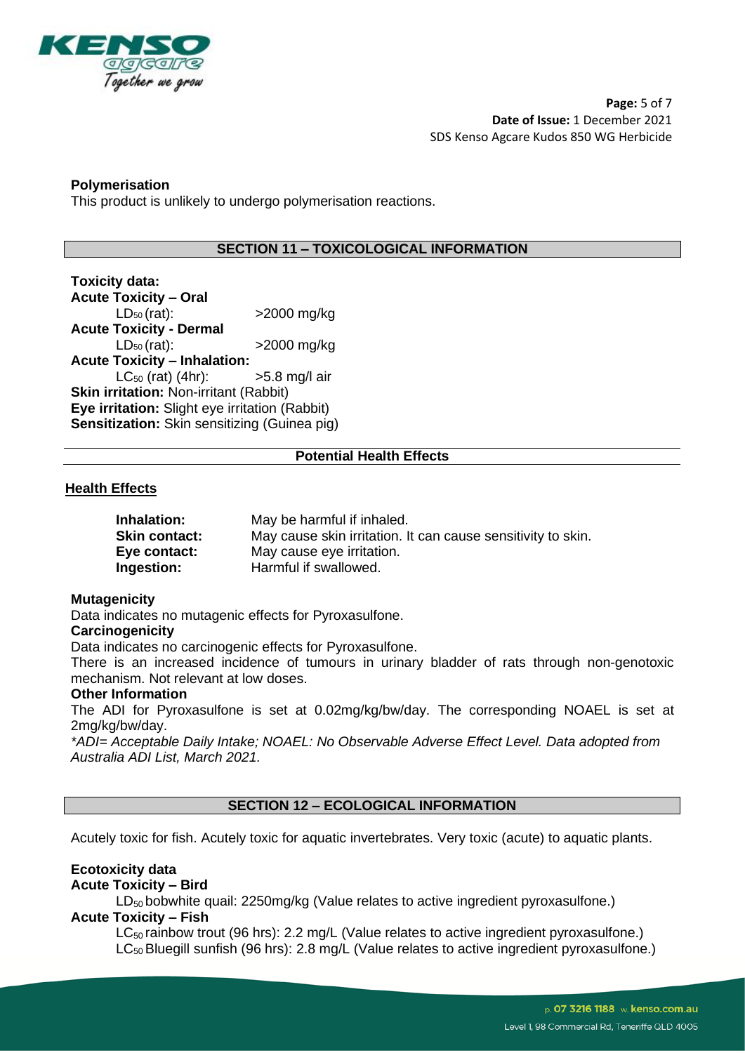**Polymerisation**
This product is unlikely to undergo polymerisation reactions.

## SECTION 11 – TOXICOLOGICAL INFORMATION

**Toxicity data:**

**Acute Toxicity – Oral**
$LD_{50}$ (rat): >2000 mg/kg

**Acute Toxicity - Dermal**
$LD_{50}$ (rat): >2000 mg/kg

**Acute Toxicity – Inhalation:**
$LC_{50}$ (rat) (4hr): >5.8 mg/l air

**Skin irritation:** Non-irritant (Rabbit)
**Eye irritation:** Slight eye irritation (Rabbit)
**Sensitization:** Skin sensitizing (Guinea pig)

### Potential Health Effects

**Health Effects**

| | |
|---|---|
| **Inhalation:** | May be harmful if inhaled. |
| **Skin contact:** | May cause skin irritation. It can cause sensitivity to skin. |
| **Eye contact:** | May cause eye irritation. |
| **Ingestion:** | Harmful if swallowed. |

**Mutagenicity**
Data indicates no mutagenic effects for Pyroxasulfone.

**Carcinogenicity**
Data indicates no carcinogenic effects for Pyroxasulfone.
There is an increased incidence of tumours in urinary bladder of rats through non-genotoxic mechanism. Not relevant at low doses.

**Other Information**
The ADI for Pyroxasulfone is set at 0.02mg/kg/bw/day. The corresponding NOAEL is set at 2mg/kg/bw/day.
*\*ADI= Acceptable Daily Intake; NOAEL: No Observable Adverse Effect Level. Data adopted from Australia ADI List, March 2021.*

## SECTION 12 – ECOLOGICAL INFORMATION

Acutely toxic for fish. Acutely toxic for aquatic invertebrates. Very toxic (acute) to aquatic plants.

**Ecotoxicity data**

**Acute Toxicity – Bird**
$LD_{50}$ bobwhite quail: 2250mg/kg (Value relates to active ingredient pyroxasulfone.)

**Acute Toxicity – Fish**
$LC_{50}$ rainbow trout (96 hrs): 2.2 mg/L (Value relates to active ingredient pyroxasulfone.)
$LC_{50}$ Bluegill sunfish (96 hrs): 2.8 mg/L (Value relates to active ingredient pyroxasulfone.)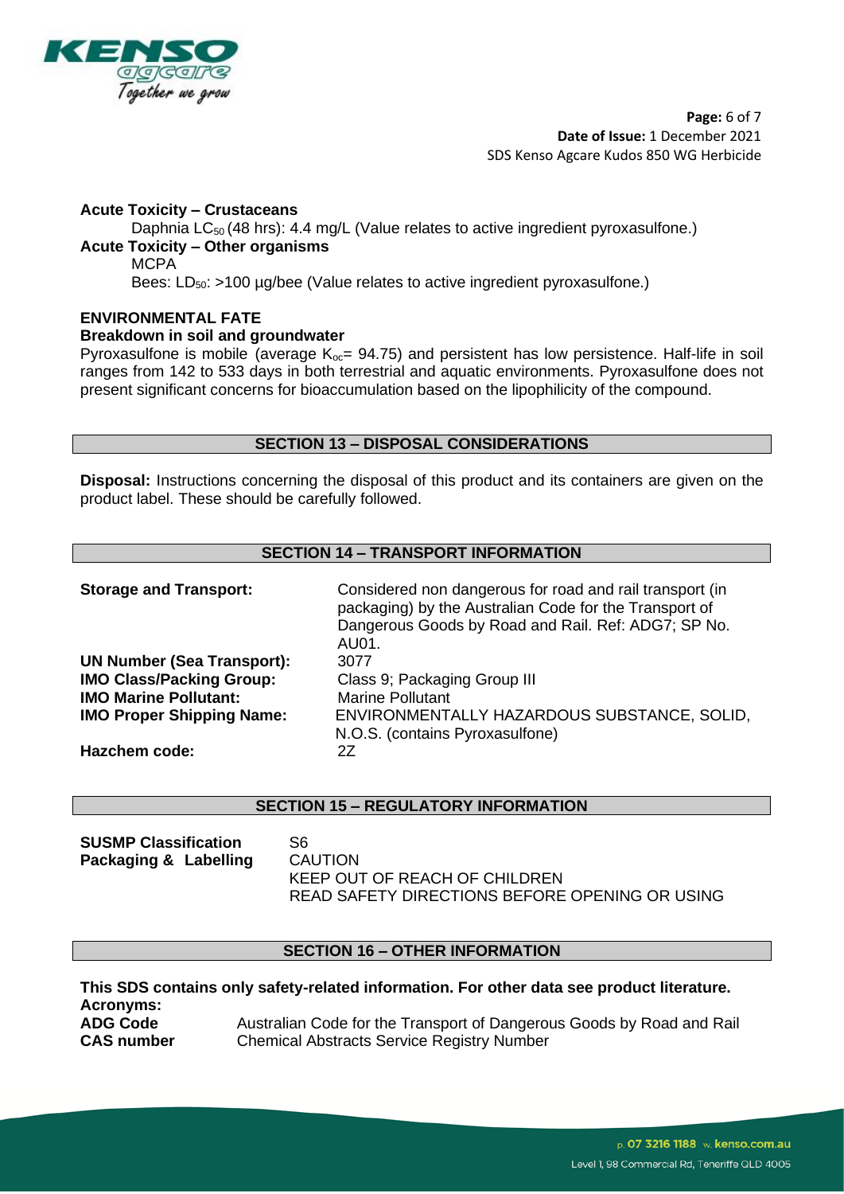**Acute Toxicity – Crustaceans**

Daphnia $LC_{50}$ (48 hrs): 4.4 mg/L (Value relates to active ingredient pyroxasulfone.)

**Acute Toxicity – Other organisms**

MCPA

Bees: $LD_{50}$: >100 µg/bee (Value relates to active ingredient pyroxasulfone.)

**ENVIRONMENTAL FATE**

**Breakdown in soil and groundwater**

Pyroxasulfone is mobile (average $K_{oc}$= 94.75) and persistent has low persistence. Half-life in soil ranges from 142 to 533 days in both terrestrial and aquatic environments. Pyroxasulfone does not present significant concerns for bioaccumulation based on the lipophilicity of the compound.

## SECTION 13 – DISPOSAL CONSIDERATIONS

**Disposal:** Instructions concerning the disposal of this product and its containers are given on the product label. These should be carefully followed.

## SECTION 14 – TRANSPORT INFORMATION

| | |
|---|---|
| **Storage and Transport:** | Considered non dangerous for road and rail transport (in packaging) by the Australian Code for the Transport of Dangerous Goods by Road and Rail. Ref: ADG7; SP No. AU01. |
| **UN Number (Sea Transport):** | 3077 |
| **IMO Class/Packing Group:** | Class 9; Packaging Group III |
| **IMO Marine Pollutant:** | Marine Pollutant |
| **IMO Proper Shipping Name:** | ENVIRONMENTALLY HAZARDOUS SUBSTANCE, SOLID, N.O.S. (contains Pyroxasulfone) |
| **Hazchem code:** | 2Z |

## SECTION 15 – REGULATORY INFORMATION

| | |
|---|---|
| **SUSMP Classification** | S6 |
| **Packaging & Labelling** | CAUTION<br>KEEP OUT OF REACH OF CHILDREN<br>READ SAFETY DIRECTIONS BEFORE OPENING OR USING |

## SECTION 16 – OTHER INFORMATION

**This SDS contains only safety-related information. For other data see product literature.**

**Acronyms:**

| | |
|---|---|
| **ADG Code** | Australian Code for the Transport of Dangerous Goods by Road and Rail |
| **CAS number** | Chemical Abstracts Service Registry Number |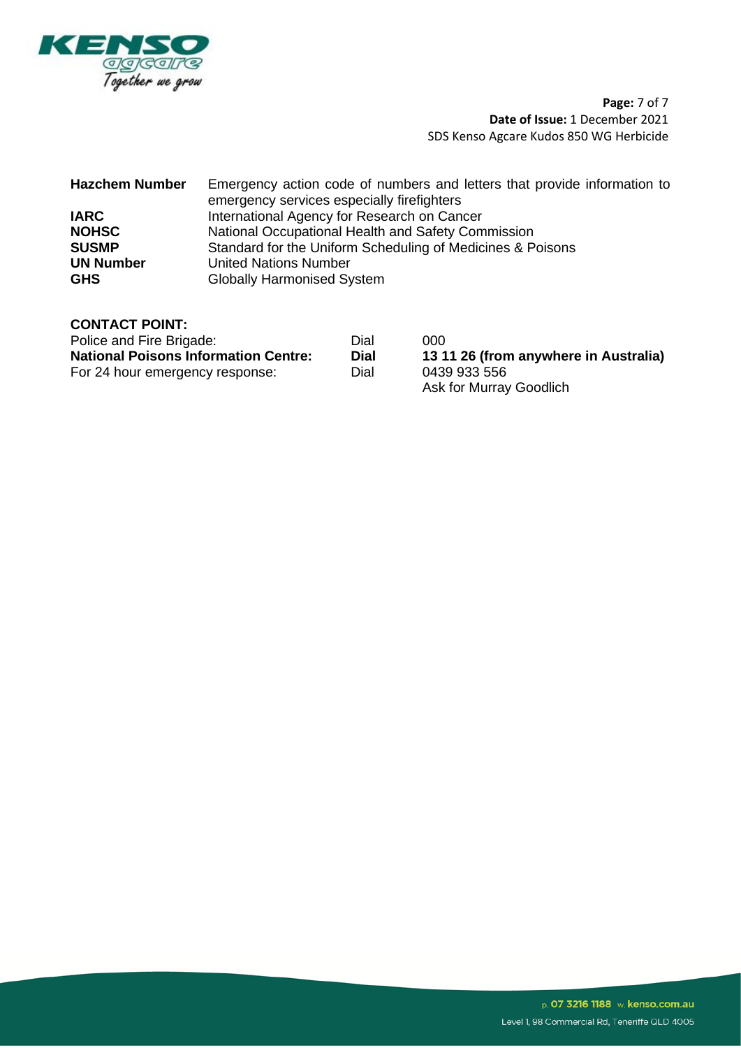| | |
|---|---|
| **Hazchem Number** | Emergency action code of numbers and letters that provide information to emergency services especially firefighters |
| **IARC** | International Agency for Research on Cancer |
| **NOHSC** | National Occupational Health and Safety Commission |
| **SUSMP** | Standard for the Uniform Scheduling of Medicines & Poisons |
| **UN Number** | United Nations Number |
| **GHS** | Globally Harmonised System |

**CONTACT POINT:**

| | | |
|---|---|---|
| Police and Fire Brigade: | Dial | 000 |
| **National Poisons Information Centre:** | **Dial** | **13 11 26 (from anywhere in Australia)** |
| For 24 hour emergency response: | Dial | 0439 933 556<br>Ask for Murray Goodlich |